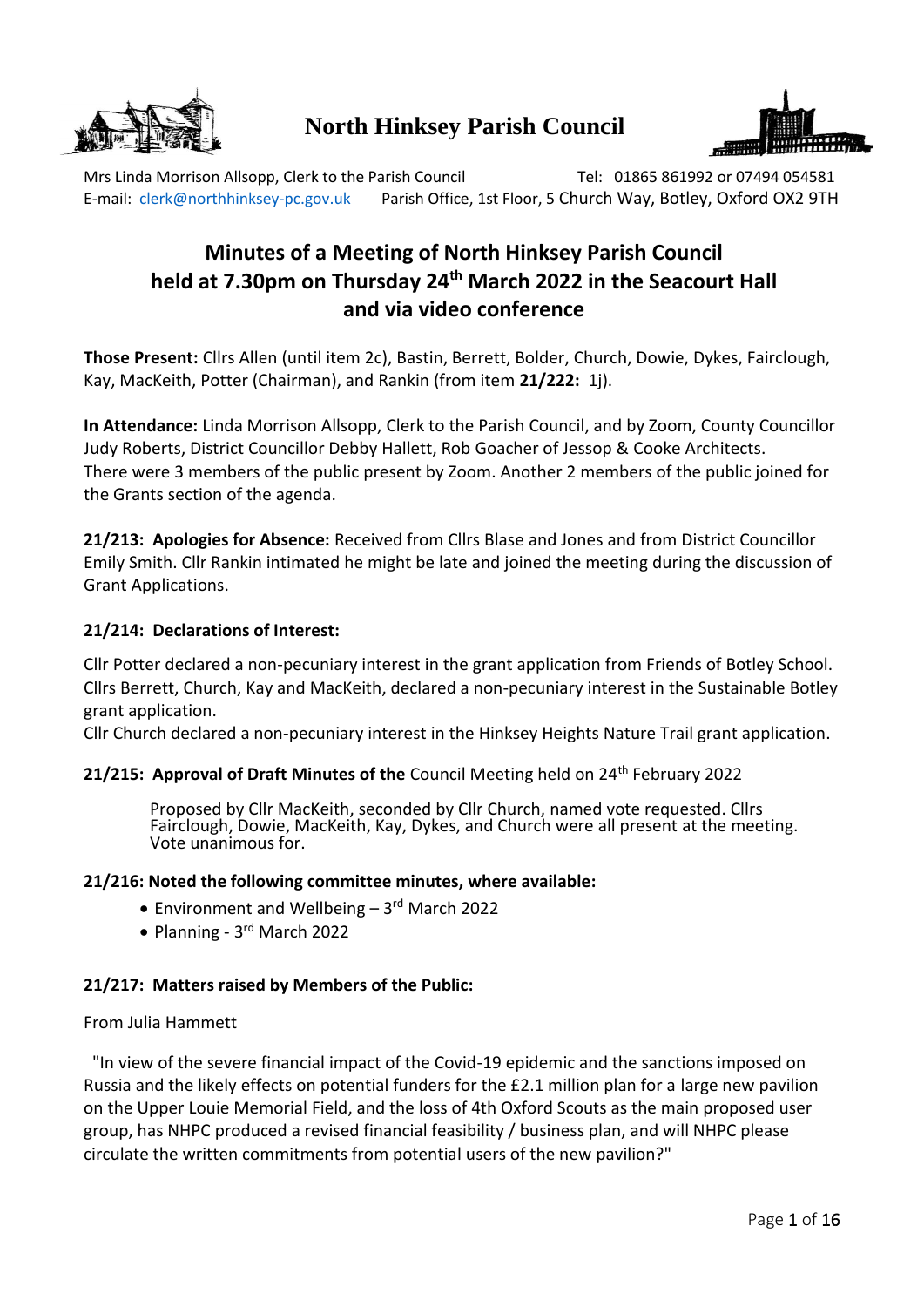# North Hinksey Parish Council

Mrs Linda Morrison Allsopp, Clerk to the Parish Council Tel: 01865 861992 or 07494 054581
E-mail: clerk@northhinksey-pc.gov.uk Parish Office, 1st Floor, 5 Church Way, Botley, Oxford OX2 9TH

## Minutes of a Meeting of North Hinksey Parish Council held at 7.30pm on Thursday 24th March 2022 in the Seacourt Hall and via video conference

**Those Present:** Cllrs Allen (until item 2c), Bastin, Berrett, Bolder, Church, Dowie, Dykes, Fairclough, Kay, MacKeith, Potter (Chairman), and Rankin (from item **21/222:** 1j).

**In Attendance:** Linda Morrison Allsopp, Clerk to the Parish Council, and by Zoom, County Councillor Judy Roberts, District Councillor Debby Hallett, Rob Goacher of Jessop & Cooke Architects. There were 3 members of the public present by Zoom. Another 2 members of the public joined for the Grants section of the agenda.

**21/213: Apologies for Absence:** Received from Cllrs Blase and Jones and from District Councillor Emily Smith. Cllr Rankin intimated he might be late and joined the meeting during the discussion of Grant Applications.

### 21/214: Declarations of Interest:

Cllr Potter declared a non-pecuniary interest in the grant application from Friends of Botley School. Cllrs Berrett, Church, Kay and MacKeith, declared a non-pecuniary interest in the Sustainable Botley grant application.
Cllr Church declared a non-pecuniary interest in the Hinksey Heights Nature Trail grant application.

### 21/215: Approval of Draft Minutes of the Council Meeting held on 24th February 2022

Proposed by Cllr MacKeith, seconded by Cllr Church, named vote requested. Cllrs Fairclough, Dowie, MacKeith, Kay, Dykes, and Church were all present at the meeting. Vote unanimous for.

### 21/216: Noted the following committee minutes, where available:

- Environment and Wellbeing – 3rd March 2022
- Planning - 3rd March 2022

### 21/217: Matters raised by Members of the Public:

From Julia Hammett

"In view of the severe financial impact of the Covid-19 epidemic and the sanctions imposed on Russia and the likely effects on potential funders for the £2.1 million plan for a large new pavilion on the Upper Louie Memorial Field, and the loss of 4th Oxford Scouts as the main proposed user group, has NHPC produced a revised financial feasibility / business plan, and will NHPC please circulate the written commitments from potential users of the new pavilion?"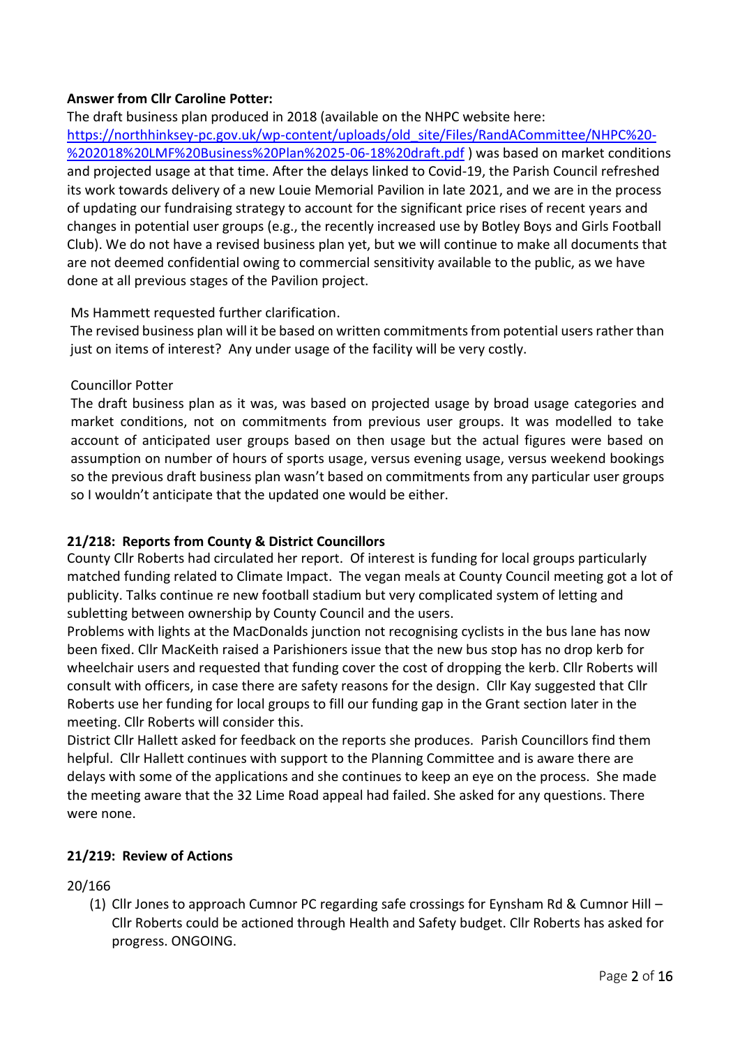**Answer from Cllr Caroline Potter:**

The draft business plan produced in 2018 (available on the NHPC website here: [https://northhinksey-pc.gov.uk/wp-content/uploads/old_site/Files/RandACommittee/NHPC%20-%202018%20LMF%20Business%20Plan%2025-06-18%20draft.pdf](https://northhinksey-pc.gov.uk/wp-content/uploads/old_site/Files/RandACommittee/NHPC%20-%202018%20LMF%20Business%20Plan%2025-06-18%20draft.pdf) ) was based on market conditions and projected usage at that time. After the delays linked to Covid-19, the Parish Council refreshed its work towards delivery of a new Louie Memorial Pavilion in late 2021, and we are in the process of updating our fundraising strategy to account for the significant price rises of recent years and changes in potential user groups (e.g., the recently increased use by Botley Boys and Girls Football Club). We do not have a revised business plan yet, but we will continue to make all documents that are not deemed confidential owing to commercial sensitivity available to the public, as we have done at all previous stages of the Pavilion project.

Ms Hammett requested further clarification.

The revised business plan will it be based on written commitments from potential users rather than just on items of interest? Any under usage of the facility will be very costly.

Councillor Potter

The draft business plan as it was, was based on projected usage by broad usage categories and market conditions, not on commitments from previous user groups. It was modelled to take account of anticipated user groups based on then usage but the actual figures were based on assumption on number of hours of sports usage, versus evening usage, versus weekend bookings so the previous draft business plan wasn't based on commitments from any particular user groups so I wouldn't anticipate that the updated one would be either.

**21/218: Reports from County & District Councillors**

County Cllr Roberts had circulated her report. Of interest is funding for local groups particularly matched funding related to Climate Impact. The vegan meals at County Council meeting got a lot of publicity. Talks continue re new football stadium but very complicated system of letting and subletting between ownership by County Council and the users.

Problems with lights at the MacDonalds junction not recognising cyclists in the bus lane has now been fixed. Cllr MacKeith raised a Parishioners issue that the new bus stop has no drop kerb for wheelchair users and requested that funding cover the cost of dropping the kerb. Cllr Roberts will consult with officers, in case there are safety reasons for the design. Cllr Kay suggested that Cllr Roberts use her funding for local groups to fill our funding gap in the Grant section later in the meeting. Cllr Roberts will consider this.

District Cllr Hallett asked for feedback on the reports she produces. Parish Councillors find them helpful. Cllr Hallett continues with support to the Planning Committee and is aware there are delays with some of the applications and she continues to keep an eye on the process. She made the meeting aware that the 32 Lime Road appeal had failed. She asked for any questions. There were none.

**21/219: Review of Actions**

20/166

1. Cllr Jones to approach Cumnor PC regarding safe crossings for Eynsham Rd & Cumnor Hill – Cllr Roberts could be actioned through Health and Safety budget. Cllr Roberts has asked for progress. ONGOING.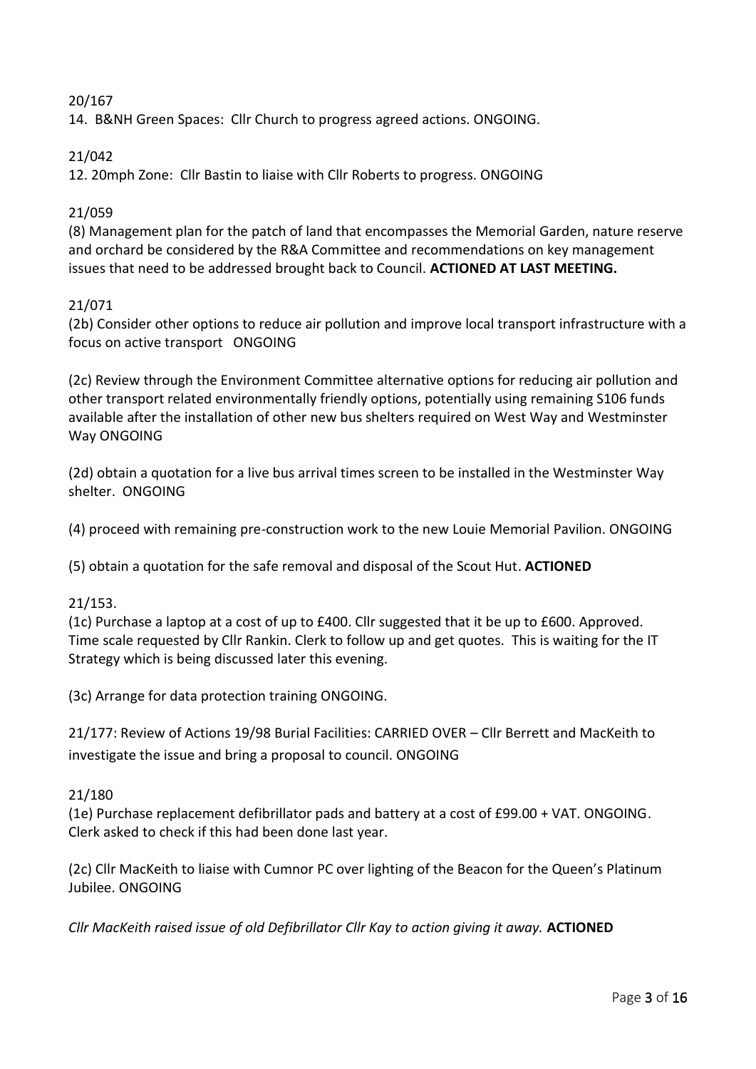20/167

14. B&NH Green Spaces: Cllr Church to progress agreed actions. ONGOING.

21/042

12. 20mph Zone: Cllr Bastin to liaise with Cllr Roberts to progress. ONGOING

21/059

(8) Management plan for the patch of land that encompasses the Memorial Garden, nature reserve and orchard be considered by the R&A Committee and recommendations on key management issues that need to be addressed brought back to Council. **ACTIONED AT LAST MEETING.**

21/071

(2b) Consider other options to reduce air pollution and improve local transport infrastructure with a focus on active transport ONGOING

(2c) Review through the Environment Committee alternative options for reducing air pollution and other transport related environmentally friendly options, potentially using remaining S106 funds available after the installation of other new bus shelters required on West Way and Westminster Way ONGOING

(2d) obtain a quotation for a live bus arrival times screen to be installed in the Westminster Way shelter. ONGOING

(4) proceed with remaining pre-construction work to the new Louie Memorial Pavilion. ONGOING

(5) obtain a quotation for the safe removal and disposal of the Scout Hut. **ACTIONED**

21/153.

(1c) Purchase a laptop at a cost of up to £400. Cllr suggested that it be up to £600. Approved. Time scale requested by Cllr Rankin. Clerk to follow up and get quotes. This is waiting for the IT Strategy which is being discussed later this evening.

(3c) Arrange for data protection training ONGOING.

21/177: Review of Actions 19/98 Burial Facilities: CARRIED OVER – Cllr Berrett and MacKeith to investigate the issue and bring a proposal to council. ONGOING

21/180

(1e) Purchase replacement defibrillator pads and battery at a cost of £99.00 + VAT. ONGOING. Clerk asked to check if this had been done last year.

(2c) Cllr MacKeith to liaise with Cumnor PC over lighting of the Beacon for the Queen's Platinum Jubilee. ONGOING

*Cllr MacKeith raised issue of old Defibrillator Cllr Kay to action giving it away.* **ACTIONED**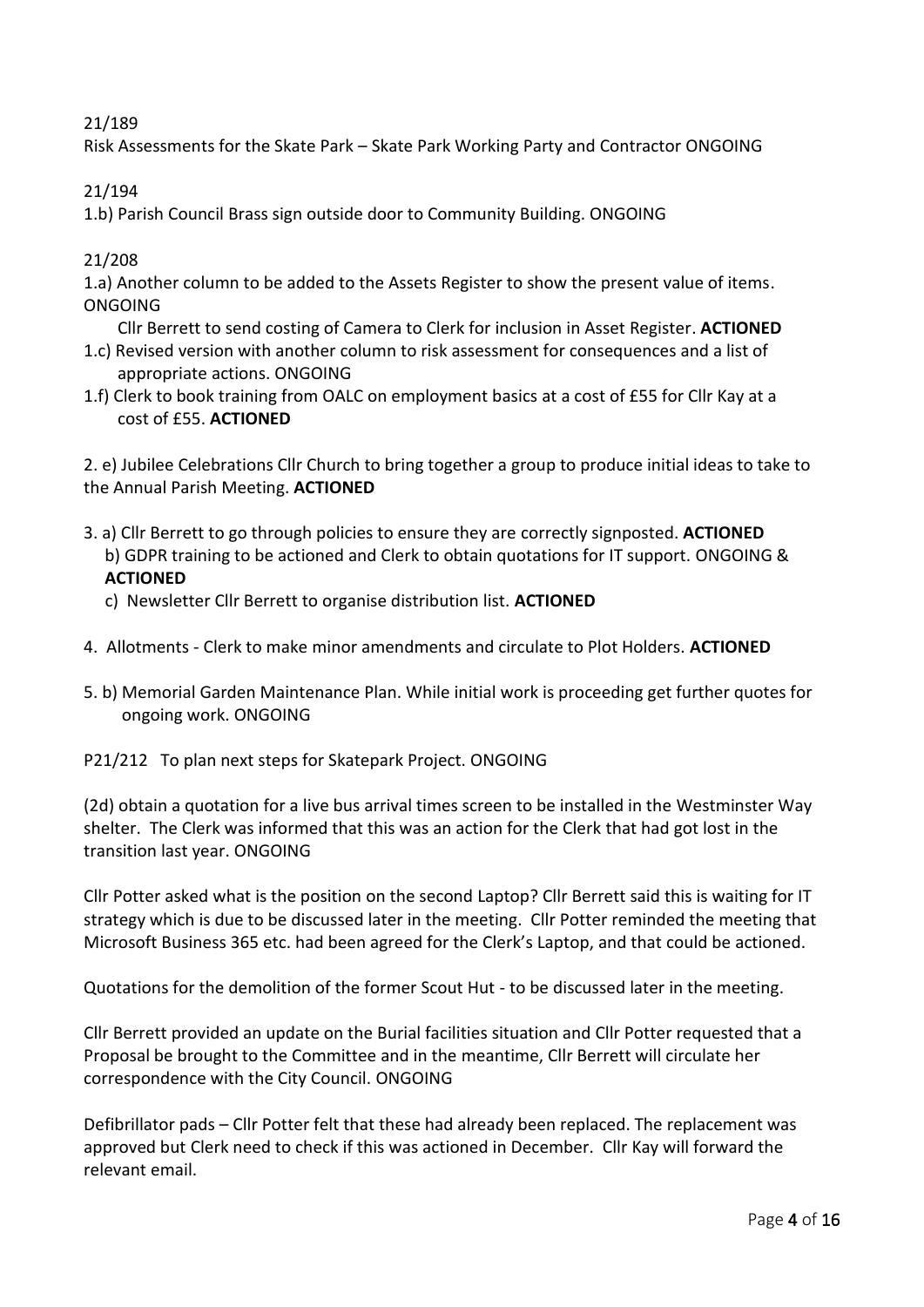21/189

Risk Assessments for the Skate Park – Skate Park Working Party and Contractor ONGOING

21/194

1.b) Parish Council Brass sign outside door to Community Building. ONGOING

21/208

1.a) Another column to be added to the Assets Register to show the present value of items. ONGOING

Cllr Berrett to send costing of Camera to Clerk for inclusion in Asset Register. **ACTIONED**

1.c) Revised version with another column to risk assessment for consequences and a list of appropriate actions. ONGOING

1.f) Clerk to book training from OALC on employment basics at a cost of £55 for Cllr Kay at a cost of £55. **ACTIONED**

2. e) Jubilee Celebrations Cllr Church to bring together a group to produce initial ideas to take to the Annual Parish Meeting. **ACTIONED**

3. a) Cllr Berrett to go through policies to ensure they are correctly signposted. **ACTIONED**
   b) GDPR training to be actioned and Clerk to obtain quotations for IT support. ONGOING & **ACTIONED**
   c) Newsletter Cllr Berrett to organise distribution list. **ACTIONED**

4. Allotments - Clerk to make minor amendments and circulate to Plot Holders. **ACTIONED**

5. b) Memorial Garden Maintenance Plan. While initial work is proceeding get further quotes for ongoing work. ONGOING

P21/212 To plan next steps for Skatepark Project. ONGOING

(2d) obtain a quotation for a live bus arrival times screen to be installed in the Westminster Way shelter. The Clerk was informed that this was an action for the Clerk that had got lost in the transition last year. ONGOING

Cllr Potter asked what is the position on the second Laptop? Cllr Berrett said this is waiting for IT strategy which is due to be discussed later in the meeting. Cllr Potter reminded the meeting that Microsoft Business 365 etc. had been agreed for the Clerk's Laptop, and that could be actioned.

Quotations for the demolition of the former Scout Hut - to be discussed later in the meeting.

Cllr Berrett provided an update on the Burial facilities situation and Cllr Potter requested that a Proposal be brought to the Committee and in the meantime, Cllr Berrett will circulate her correspondence with the City Council. ONGOING

Defibrillator pads – Cllr Potter felt that these had already been replaced. The replacement was approved but Clerk need to check if this was actioned in December. Cllr Kay will forward the relevant email.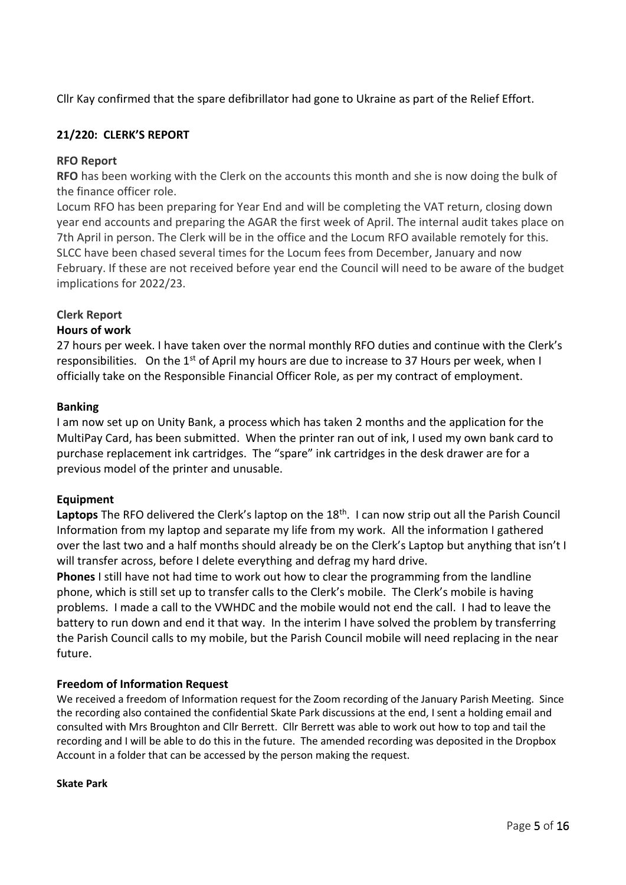Cllr Kay confirmed that the spare defibrillator had gone to Ukraine as part of the Relief Effort.

## 21/220: CLERK'S REPORT

### RFO Report

**RFO** has been working with the Clerk on the accounts this month and she is now doing the bulk of the finance officer role.

Locum RFO has been preparing for Year End and will be completing the VAT return, closing down year end accounts and preparing the AGAR the first week of April. The internal audit takes place on 7th April in person. The Clerk will be in the office and the Locum RFO available remotely for this. SLCC have been chased several times for the Locum fees from December, January and now February. If these are not received before year end the Council will need to be aware of the budget implications for 2022/23.

### Clerk Report

**Hours of work**

27 hours per week. I have taken over the normal monthly RFO duties and continue with the Clerk's responsibilities. On the 1st of April my hours are due to increase to 37 Hours per week, when I officially take on the Responsible Financial Officer Role, as per my contract of employment.

**Banking**

I am now set up on Unity Bank, a process which has taken 2 months and the application for the MultiPay Card, has been submitted. When the printer ran out of ink, I used my own bank card to purchase replacement ink cartridges. The "spare" ink cartridges in the desk drawer are for a previous model of the printer and unusable.

**Equipment**

**Laptops** The RFO delivered the Clerk's laptop on the 18th. I can now strip out all the Parish Council Information from my laptop and separate my life from my work. All the information I gathered over the last two and a half months should already be on the Clerk's Laptop but anything that isn't I will transfer across, before I delete everything and defrag my hard drive.

**Phones** I still have not had time to work out how to clear the programming from the landline phone, which is still set up to transfer calls to the Clerk's mobile. The Clerk's mobile is having problems. I made a call to the VWHDC and the mobile would not end the call. I had to leave the battery to run down and end it that way. In the interim I have solved the problem by transferring the Parish Council calls to my mobile, but the Parish Council mobile will need replacing in the near future.

**Freedom of Information Request**

We received a freedom of Information request for the Zoom recording of the January Parish Meeting. Since the recording also contained the confidential Skate Park discussions at the end, I sent a holding email and consulted with Mrs Broughton and Cllr Berrett. Cllr Berrett was able to work out how to top and tail the recording and I will be able to do this in the future. The amended recording was deposited in the Dropbox Account in a folder that can be accessed by the person making the request.

**Skate Park**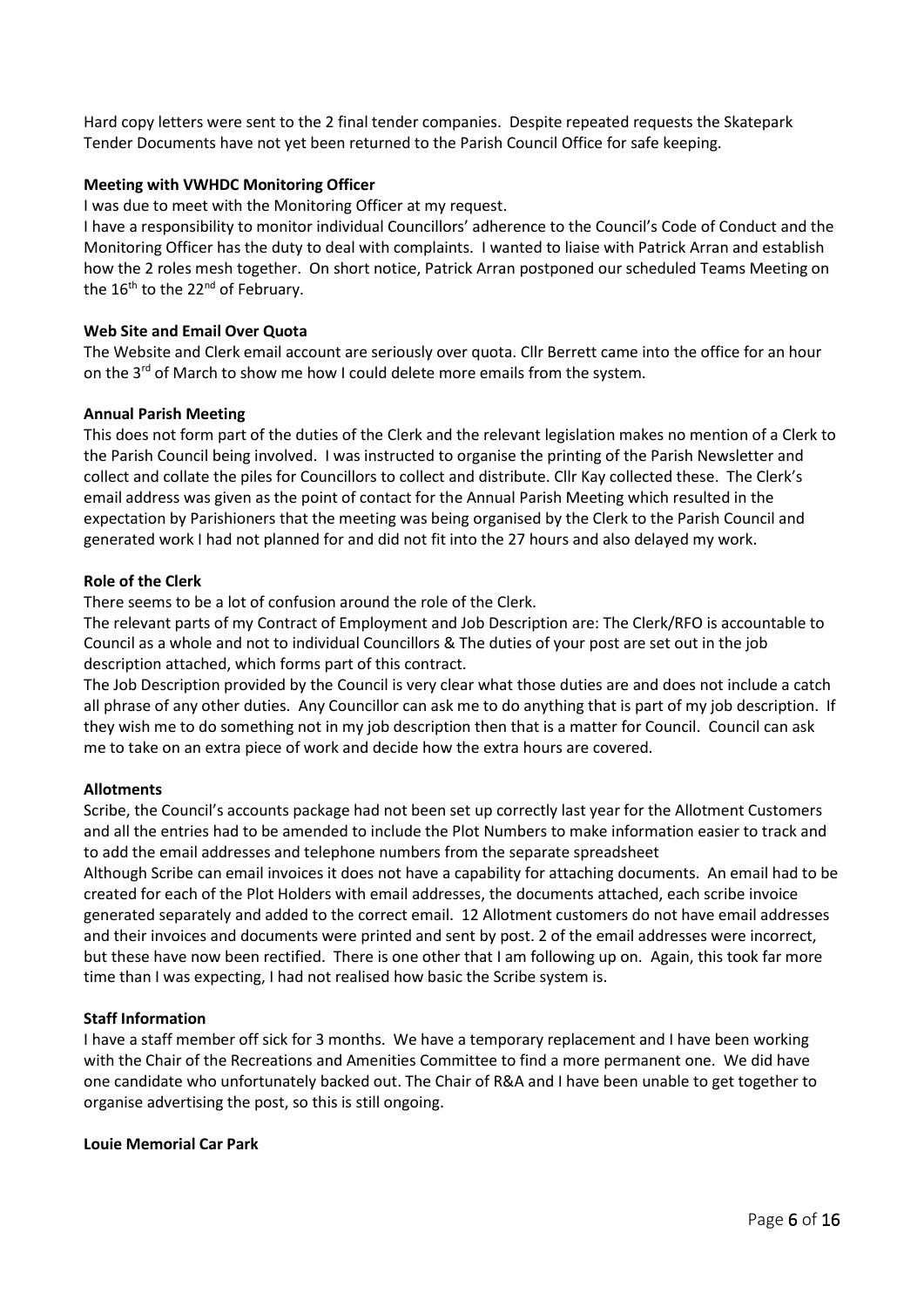Hard copy letters were sent to the 2 final tender companies. Despite repeated requests the Skatepark Tender Documents have not yet been returned to the Parish Council Office for safe keeping.

**Meeting with VWHDC Monitoring Officer**

I was due to meet with the Monitoring Officer at my request.

I have a responsibility to monitor individual Councillors' adherence to the Council's Code of Conduct and the Monitoring Officer has the duty to deal with complaints. I wanted to liaise with Patrick Arran and establish how the 2 roles mesh together. On short notice, Patrick Arran postponed our scheduled Teams Meeting on the 16th to the 22nd of February.

**Web Site and Email Over Quota**

The Website and Clerk email account are seriously over quota. Cllr Berrett came into the office for an hour on the 3rd of March to show me how I could delete more emails from the system.

**Annual Parish Meeting**

This does not form part of the duties of the Clerk and the relevant legislation makes no mention of a Clerk to the Parish Council being involved. I was instructed to organise the printing of the Parish Newsletter and collect and collate the piles for Councillors to collect and distribute. Cllr Kay collected these. The Clerk's email address was given as the point of contact for the Annual Parish Meeting which resulted in the expectation by Parishioners that the meeting was being organised by the Clerk to the Parish Council and generated work I had not planned for and did not fit into the 27 hours and also delayed my work.

**Role of the Clerk**

There seems to be a lot of confusion around the role of the Clerk.

The relevant parts of my Contract of Employment and Job Description are: The Clerk/RFO is accountable to Council as a whole and not to individual Councillors & The duties of your post are set out in the job description attached, which forms part of this contract.

The Job Description provided by the Council is very clear what those duties are and does not include a catch all phrase of any other duties. Any Councillor can ask me to do anything that is part of my job description. If they wish me to do something not in my job description then that is a matter for Council. Council can ask me to take on an extra piece of work and decide how the extra hours are covered.

**Allotments**

Scribe, the Council's accounts package had not been set up correctly last year for the Allotment Customers and all the entries had to be amended to include the Plot Numbers to make information easier to track and to add the email addresses and telephone numbers from the separate spreadsheet

Although Scribe can email invoices it does not have a capability for attaching documents. An email had to be created for each of the Plot Holders with email addresses, the documents attached, each scribe invoice generated separately and added to the correct email. 12 Allotment customers do not have email addresses and their invoices and documents were printed and sent by post. 2 of the email addresses were incorrect, but these have now been rectified. There is one other that I am following up on. Again, this took far more time than I was expecting, I had not realised how basic the Scribe system is.

**Staff Information**

I have a staff member off sick for 3 months. We have a temporary replacement and I have been working with the Chair of the Recreations and Amenities Committee to find a more permanent one. We did have one candidate who unfortunately backed out. The Chair of R&A and I have been unable to get together to organise advertising the post, so this is still ongoing.

**Louie Memorial Car Park**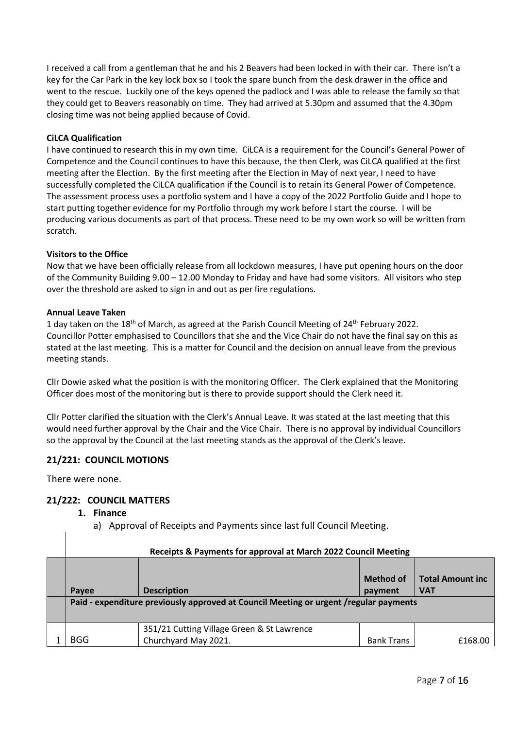I received a call from a gentleman that he and his 2 Beavers had been locked in with their car. There isn't a key for the Car Park in the key lock box so I took the spare bunch from the desk drawer in the office and went to the rescue. Luckily one of the keys opened the padlock and I was able to release the family so that they could get to Beavers reasonably on time. They had arrived at 5.30pm and assumed that the 4.30pm closing time was not being applied because of Covid.

**CiLCA Qualification**

I have continued to research this in my own time. CiLCA is a requirement for the Council's General Power of Competence and the Council continues to have this because, the then Clerk, was CiLCA qualified at the first meeting after the Election. By the first meeting after the Election in May of next year, I need to have successfully completed the CiLCA qualification if the Council is to retain its General Power of Competence. The assessment process uses a portfolio system and I have a copy of the 2022 Portfolio Guide and I hope to start putting together evidence for my Portfolio through my work before I start the course. I will be producing various documents as part of that process. These need to be my own work so will be written from scratch.

**Visitors to the Office**

Now that we have been officially release from all lockdown measures, I have put opening hours on the door of the Community Building 9.00 – 12.00 Monday to Friday and have had some visitors. All visitors who step over the threshold are asked to sign in and out as per fire regulations.

**Annual Leave Taken**

1 day taken on the 18th of March, as agreed at the Parish Council Meeting of 24th February 2022. Councillor Potter emphasised to Councillors that she and the Vice Chair do not have the final say on this as stated at the last meeting. This is a matter for Council and the decision on annual leave from the previous meeting stands.

Cllr Dowie asked what the position is with the monitoring Officer. The Clerk explained that the Monitoring Officer does most of the monitoring but is there to provide support should the Clerk need it.

Cllr Potter clarified the situation with the Clerk's Annual Leave. It was stated at the last meeting that this would need further approval by the Chair and the Vice Chair. There is no approval by individual Councillors so the approval by the Council at the last meeting stands as the approval of the Clerk's leave.

## 21/221: COUNCIL MOTIONS

There were none.

## 21/222: COUNCIL MATTERS

1. **Finance**
   a) Approval of Receipts and Payments since last full Council Meeting.

**Receipts & Payments for approval at March 2022 Council Meeting**

| | Payee | Description | Method of payment | Total Amount inc VAT |
|---|---|---|---|---|
| | **Paid - expenditure previously approved at Council Meeting or urgent /regular payments** | | | |
| 1 | BGG | 351/21 Cutting Village Green & St Lawrence Churchyard May 2021. | Bank Trans | £168.00 |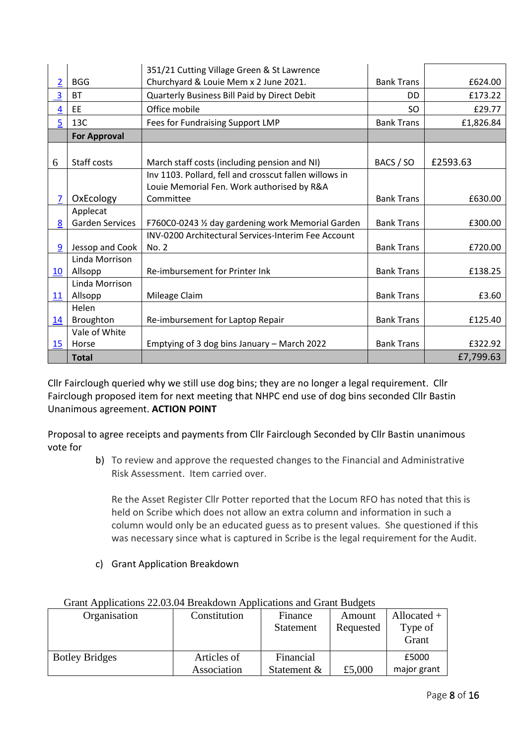| | | | | |
|---|---|---|---|---|
| 2 | BGG | 351/21 Cutting Village Green & St Lawrence Churchyard & Louie Mem x 2 June 2021. | Bank Trans | £624.00 |
| 3 | BT | Quarterly Business Bill Paid by Direct Debit | DD | £173.22 |
| 4 | EE | Office mobile | SO | £29.77 |
| 5 | 13C | Fees for Fundraising Support LMP | Bank Trans | £1,826.84 |
| | **For Approval** | | | |
| 6 | Staff costs | March staff costs (including pension and NI) | BACS / SO | £2593.63 |
| 7 | OxEcology | Inv 1103. Pollard, fell and crosscut fallen willows in Louie Memorial Fen. Work authorised by R&A Committee | Bank Trans | £630.00 |
| 8 | Applecat Garden Services | F760C0-0243 ½ day gardening work Memorial Garden | Bank Trans | £300.00 |
| 9 | Jessop and Cook | INV-0200 Architectural Services-Interim Fee Account No. 2 | Bank Trans | £720.00 |
| 10 | Linda Morrison Allsopp | Re-imbursement for Printer Ink | Bank Trans | £138.25 |
| 11 | Linda Morrison Allsopp | Mileage Claim | Bank Trans | £3.60 |
| 14 | Helen Broughton | Re-imbursement for Laptop Repair | Bank Trans | £125.40 |
| 15 | Vale of White Horse | Emptying of 3 dog bins January – March 2022 | Bank Trans | £322.92 |
| | **Total** | | | £7,799.63 |

Cllr Fairclough queried why we still use dog bins; they are no longer a legal requirement. Cllr Fairclough proposed item for next meeting that NHPC end use of dog bins seconded Cllr Bastin Unanimous agreement. **ACTION POINT**

Proposal to agree receipts and payments from Cllr Fairclough Seconded by Cllr Bastin unanimous vote for

b) To review and approve the requested changes to the Financial and Administrative Risk Assessment. Item carried over.

Re the Asset Register Cllr Potter reported that the Locum RFO has noted that this is held on Scribe which does not allow an extra column and information in such a column would only be an educated guess as to present values. She questioned if this was necessary since what is captured in Scribe is the legal requirement for the Audit.

c) Grant Application Breakdown

Grant Applications 22.03.04 Breakdown Applications and Grant Budgets

| Organisation | Constitution | Finance Statement | Amount Requested | Allocated + Type of Grant |
|---|---|---|---|---|
| Botley Bridges | Articles of Association | Financial Statement & | £5,000 | £5000 major grant |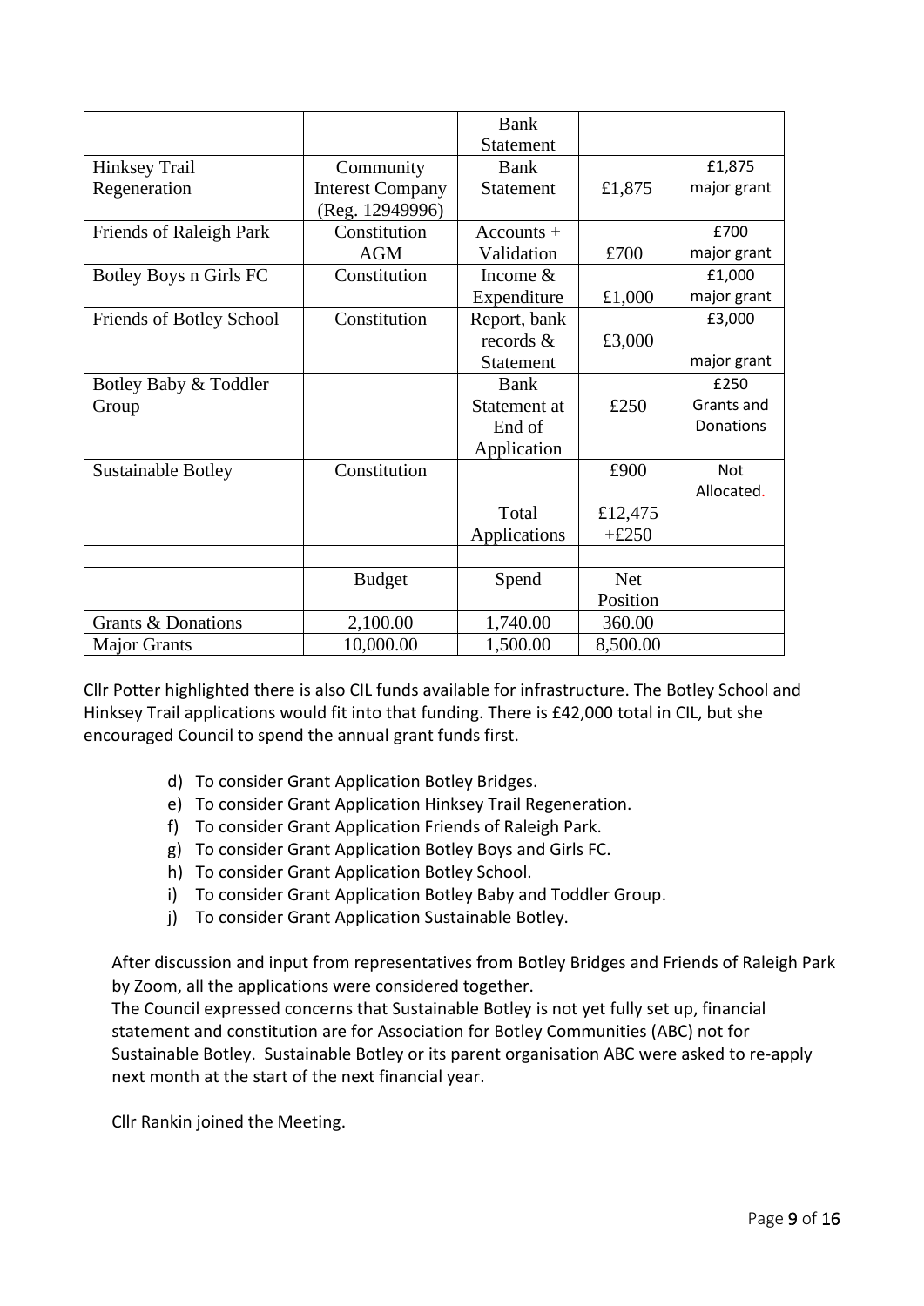| | | Bank Statement | | |
|---|---|---|---|---|
| Hinksey Trail Regeneration | Community Interest Company (Reg. 12949996) | Bank Statement | £1,875 | £1,875 major grant |
| Friends of Raleigh Park | Constitution AGM | Accounts + Validation | £700 | £700 major grant |
| Botley Boys n Girls FC | Constitution | Income & Expenditure | £1,000 | £1,000 major grant |
| Friends of Botley School | Constitution | Report, bank records & Statement | £3,000 | £3,000 major grant |
| Botley Baby & Toddler Group | | Bank Statement at End of Application | £250 | £250 Grants and Donations |
| Sustainable Botley | Constitution | | £900 | Not Allocated. |
| | | Total Applications | £12,475 +£250 | |
| | | | | |
| | Budget | Spend | Net Position | |
| Grants & Donations | 2,100.00 | 1,740.00 | 360.00 | |
| Major Grants | 10,000.00 | 1,500.00 | 8,500.00 | |

Cllr Potter highlighted there is also CIL funds available for infrastructure. The Botley School and Hinksey Trail applications would fit into that funding. There is £42,000 total in CIL, but she encouraged Council to spend the annual grant funds first.

d) To consider Grant Application Botley Bridges.
e) To consider Grant Application Hinksey Trail Regeneration.
f) To consider Grant Application Friends of Raleigh Park.
g) To consider Grant Application Botley Boys and Girls FC.
h) To consider Grant Application Botley School.
i) To consider Grant Application Botley Baby and Toddler Group.
j) To consider Grant Application Sustainable Botley.

After discussion and input from representatives from Botley Bridges and Friends of Raleigh Park by Zoom, all the applications were considered together.
The Council expressed concerns that Sustainable Botley is not yet fully set up, financial statement and constitution are for Association for Botley Communities (ABC) not for Sustainable Botley. Sustainable Botley or its parent organisation ABC were asked to re-apply next month at the start of the next financial year.

Cllr Rankin joined the Meeting.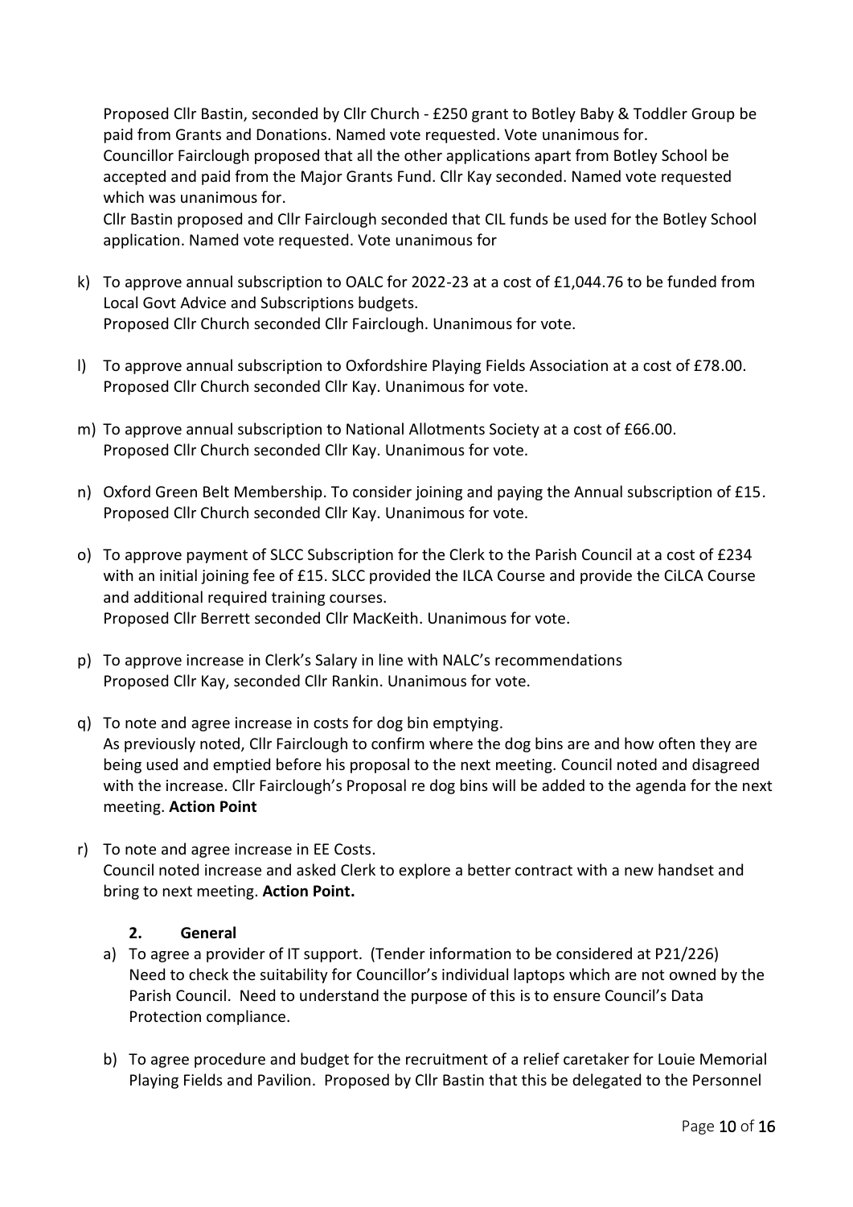Proposed Cllr Bastin, seconded by Cllr Church - £250 grant to Botley Baby & Toddler Group be paid from Grants and Donations. Named vote requested. Vote unanimous for.
Councillor Fairclough proposed that all the other applications apart from Botley School be accepted and paid from the Major Grants Fund. Cllr Kay seconded. Named vote requested which was unanimous for.
Cllr Bastin proposed and Cllr Fairclough seconded that CIL funds be used for the Botley School application. Named vote requested. Vote unanimous for

k) To approve annual subscription to OALC for 2022-23 at a cost of £1,044.76 to be funded from Local Govt Advice and Subscriptions budgets.
Proposed Cllr Church seconded Cllr Fairclough. Unanimous for vote.

l) To approve annual subscription to Oxfordshire Playing Fields Association at a cost of £78.00.
Proposed Cllr Church seconded Cllr Kay. Unanimous for vote.

m) To approve annual subscription to National Allotments Society at a cost of £66.00.
Proposed Cllr Church seconded Cllr Kay. Unanimous for vote.

n) Oxford Green Belt Membership. To consider joining and paying the Annual subscription of £15.
Proposed Cllr Church seconded Cllr Kay. Unanimous for vote.

o) To approve payment of SLCC Subscription for the Clerk to the Parish Council at a cost of £234 with an initial joining fee of £15. SLCC provided the ILCA Course and provide the CiLCA Course and additional required training courses.
Proposed Cllr Berrett seconded Cllr MacKeith. Unanimous for vote.

p) To approve increase in Clerk's Salary in line with NALC's recommendations
Proposed Cllr Kay, seconded Cllr Rankin. Unanimous for vote.

q) To note and agree increase in costs for dog bin emptying.
As previously noted, Cllr Fairclough to confirm where the dog bins are and how often they are being used and emptied before his proposal to the next meeting. Council noted and disagreed with the increase. Cllr Fairclough's Proposal re dog bins will be added to the agenda for the next meeting. **Action Point**

r) To note and agree increase in EE Costs.
Council noted increase and asked Clerk to explore a better contract with a new handset and bring to next meeting. **Action Point.**

**2. General**

a) To agree a provider of IT support. (Tender information to be considered at P21/226)
Need to check the suitability for Councillor's individual laptops which are not owned by the Parish Council. Need to understand the purpose of this is to ensure Council's Data Protection compliance.

b) To agree procedure and budget for the recruitment of a relief caretaker for Louie Memorial Playing Fields and Pavilion. Proposed by Cllr Bastin that this be delegated to the Personnel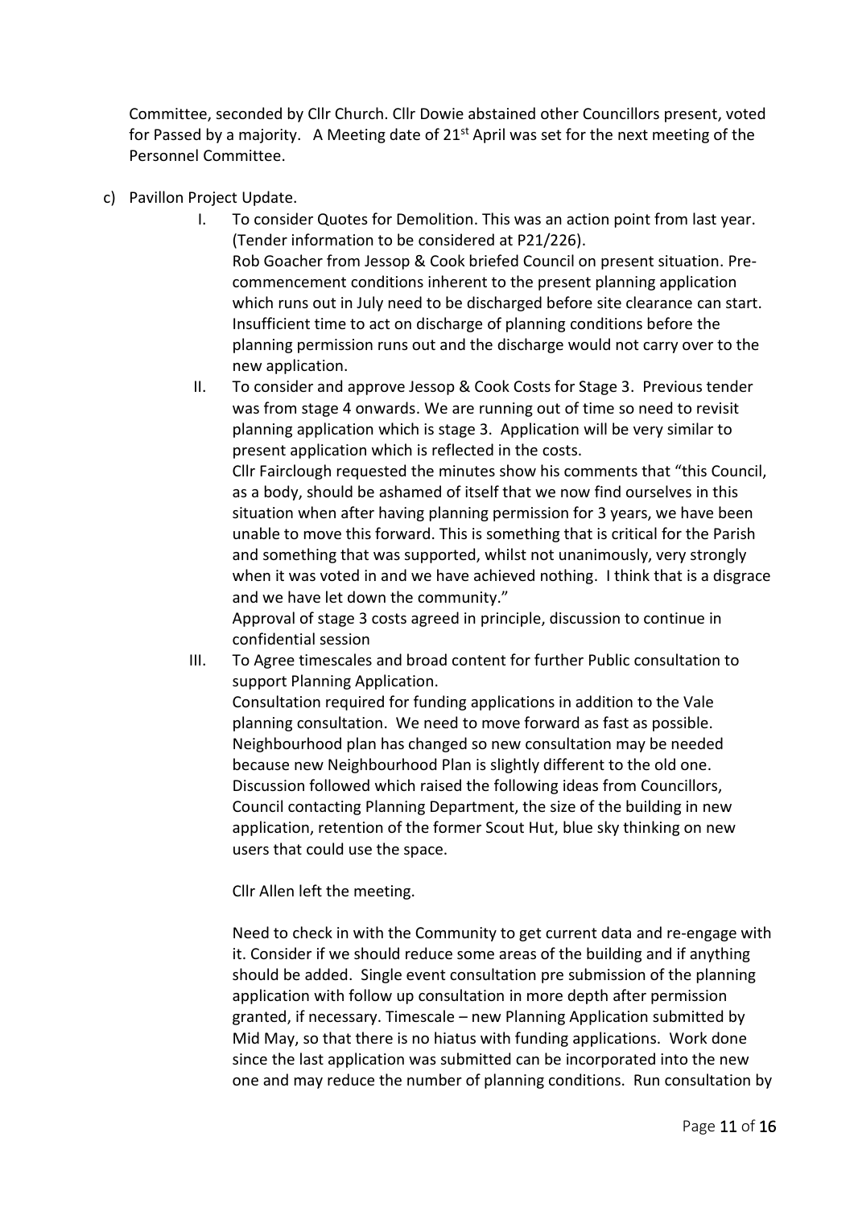Committee, seconded by Cllr Church. Cllr Dowie abstained other Councillors present, voted for Passed by a majority. A Meeting date of 21st April was set for the next meeting of the Personnel Committee.

c) Pavillon Project Update.

   I. To consider Quotes for Demolition. This was an action point from last year. (Tender information to be considered at P21/226).
      Rob Goacher from Jessop & Cook briefed Council on present situation. Pre-commencement conditions inherent to the present planning application which runs out in July need to be discharged before site clearance can start. Insufficient time to act on discharge of planning conditions before the planning permission runs out and the discharge would not carry over to the new application.

   II. To consider and approve Jessop & Cook Costs for Stage 3. Previous tender was from stage 4 onwards. We are running out of time so need to revisit planning application which is stage 3. Application will be very similar to present application which is reflected in the costs.
      Cllr Fairclough requested the minutes show his comments that "this Council, as a body, should be ashamed of itself that we now find ourselves in this situation when after having planning permission for 3 years, we have been unable to move this forward. This is something that is critical for the Parish and something that was supported, whilst not unanimously, very strongly when it was voted in and we have achieved nothing. I think that is a disgrace and we have let down the community."
      Approval of stage 3 costs agreed in principle, discussion to continue in confidential session

   III. To Agree timescales and broad content for further Public consultation to support Planning Application.
      Consultation required for funding applications in addition to the Vale planning consultation. We need to move forward as fast as possible. Neighbourhood plan has changed so new consultation may be needed because new Neighbourhood Plan is slightly different to the old one. Discussion followed which raised the following ideas from Councillors, Council contacting Planning Department, the size of the building in new application, retention of the former Scout Hut, blue sky thinking on new users that could use the space.

      Cllr Allen left the meeting.

      Need to check in with the Community to get current data and re-engage with it. Consider if we should reduce some areas of the building and if anything should be added. Single event consultation pre submission of the planning application with follow up consultation in more depth after permission granted, if necessary. Timescale – new Planning Application submitted by Mid May, so that there is no hiatus with funding applications. Work done since the last application was submitted can be incorporated into the new one and may reduce the number of planning conditions. Run consultation by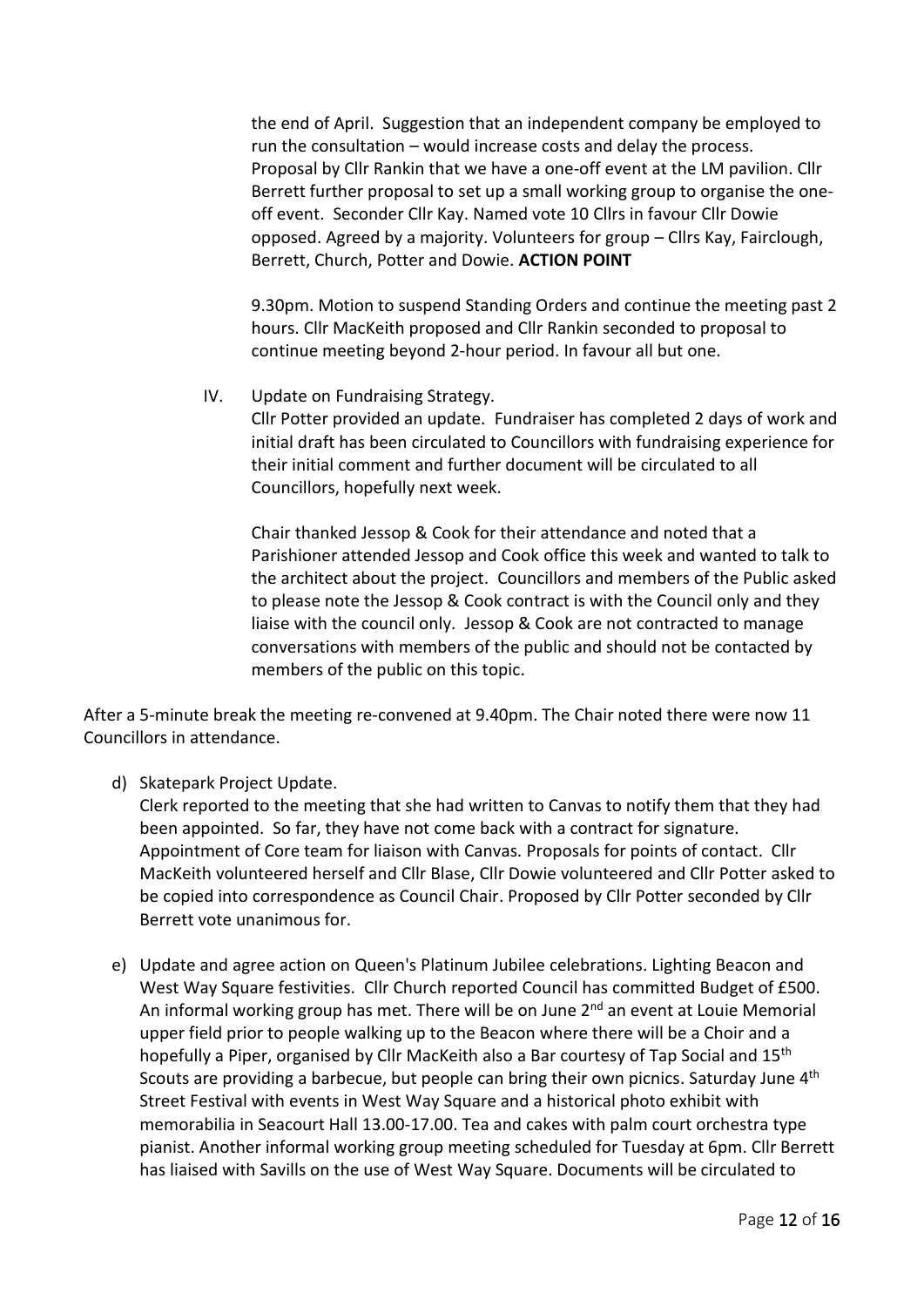the end of April. Suggestion that an independent company be employed to run the consultation – would increase costs and delay the process. Proposal by Cllr Rankin that we have a one-off event at the LM pavilion. Cllr Berrett further proposal to set up a small working group to organise the one-off event. Seconder Cllr Kay. Named vote 10 Cllrs in favour Cllr Dowie opposed. Agreed by a majority. Volunteers for group – Cllrs Kay, Fairclough, Berrett, Church, Potter and Dowie. **ACTION POINT**

9.30pm. Motion to suspend Standing Orders and continue the meeting past 2 hours. Cllr MacKeith proposed and Cllr Rankin seconded to proposal to continue meeting beyond 2-hour period. In favour all but one.

IV. Update on Fundraising Strategy.
Cllr Potter provided an update. Fundraiser has completed 2 days of work and initial draft has been circulated to Councillors with fundraising experience for their initial comment and further document will be circulated to all Councillors, hopefully next week.

Chair thanked Jessop & Cook for their attendance and noted that a Parishioner attended Jessop and Cook office this week and wanted to talk to the architect about the project. Councillors and members of the Public asked to please note the Jessop & Cook contract is with the Council only and they liaise with the council only. Jessop & Cook are not contracted to manage conversations with members of the public and should not be contacted by members of the public on this topic.

After a 5-minute break the meeting re-convened at 9.40pm. The Chair noted there were now 11 Councillors in attendance.

d) Skatepark Project Update.
Clerk reported to the meeting that she had written to Canvas to notify them that they had been appointed. So far, they have not come back with a contract for signature. Appointment of Core team for liaison with Canvas. Proposals for points of contact. Cllr MacKeith volunteered herself and Cllr Blase, Cllr Dowie volunteered and Cllr Potter asked to be copied into correspondence as Council Chair. Proposed by Cllr Potter seconded by Cllr Berrett vote unanimous for.

e) Update and agree action on Queen's Platinum Jubilee celebrations. Lighting Beacon and West Way Square festivities. Cllr Church reported Council has committed Budget of £500. An informal working group has met. There will be on June 2nd an event at Louie Memorial upper field prior to people walking up to the Beacon where there will be a Choir and a hopefully a Piper, organised by Cllr MacKeith also a Bar courtesy of Tap Social and 15th Scouts are providing a barbecue, but people can bring their own picnics. Saturday June 4th Street Festival with events in West Way Square and a historical photo exhibit with memorabilia in Seacourt Hall 13.00-17.00. Tea and cakes with palm court orchestra type pianist. Another informal working group meeting scheduled for Tuesday at 6pm. Cllr Berrett has liaised with Savills on the use of West Way Square. Documents will be circulated to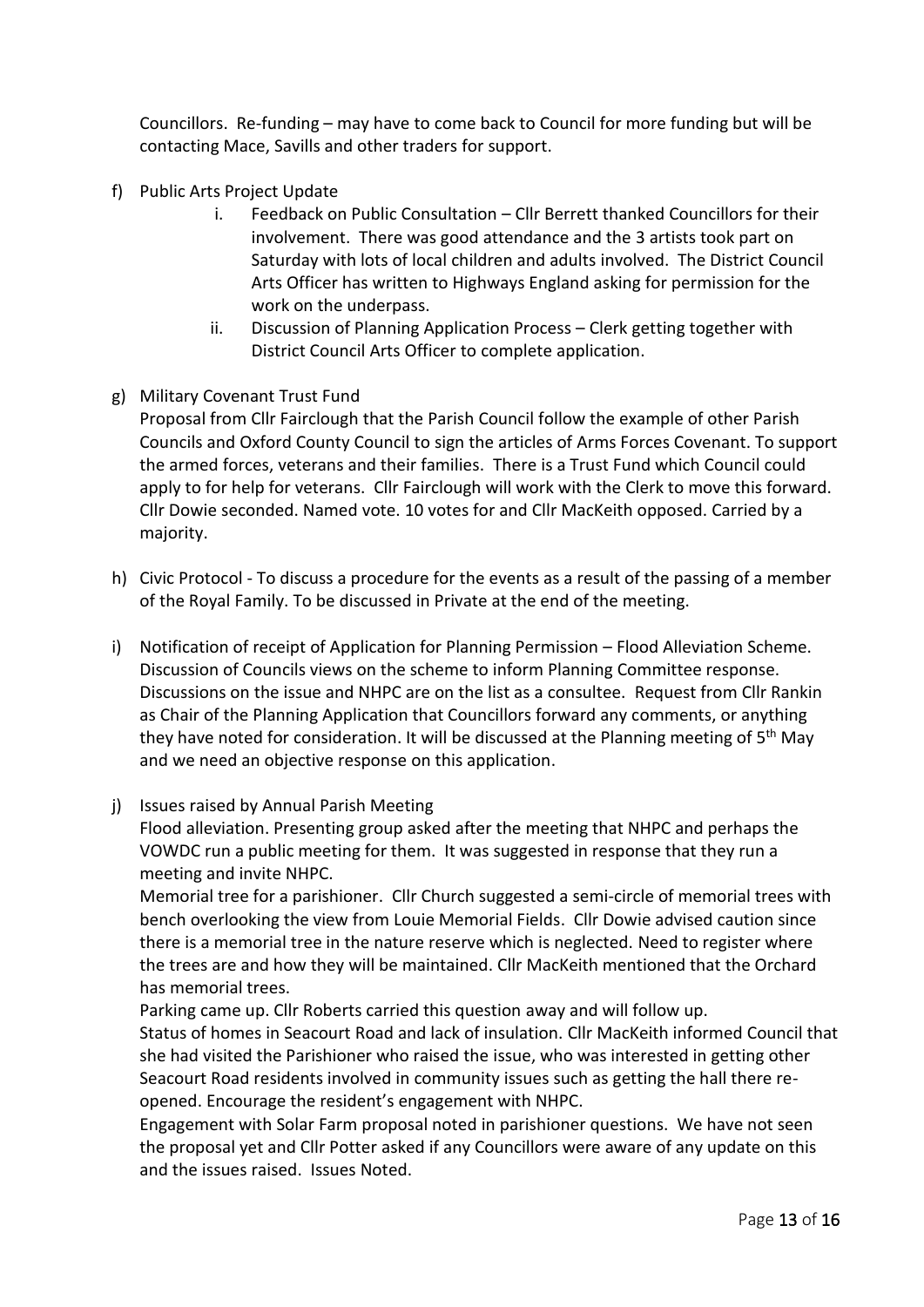Councillors. Re-funding – may have to come back to Council for more funding but will be contacting Mace, Savills and other traders for support.

f) Public Arts Project Update

   i. Feedback on Public Consultation – Cllr Berrett thanked Councillors for their involvement. There was good attendance and the 3 artists took part on Saturday with lots of local children and adults involved. The District Council Arts Officer has written to Highways England asking for permission for the work on the underpass.

   ii. Discussion of Planning Application Process – Clerk getting together with District Council Arts Officer to complete application.

g) Military Covenant Trust Fund

   Proposal from Cllr Fairclough that the Parish Council follow the example of other Parish Councils and Oxford County Council to sign the articles of Arms Forces Covenant. To support the armed forces, veterans and their families. There is a Trust Fund which Council could apply to for help for veterans. Cllr Fairclough will work with the Clerk to move this forward. Cllr Dowie seconded. Named vote. 10 votes for and Cllr MacKeith opposed. Carried by a majority.

h) Civic Protocol - To discuss a procedure for the events as a result of the passing of a member of the Royal Family. To be discussed in Private at the end of the meeting.

i) Notification of receipt of Application for Planning Permission – Flood Alleviation Scheme. Discussion of Councils views on the scheme to inform Planning Committee response. Discussions on the issue and NHPC are on the list as a consultee. Request from Cllr Rankin as Chair of the Planning Application that Councillors forward any comments, or anything they have noted for consideration. It will be discussed at the Planning meeting of 5th May and we need an objective response on this application.

j) Issues raised by Annual Parish Meeting

   Flood alleviation. Presenting group asked after the meeting that NHPC and perhaps the VOWDC run a public meeting for them. It was suggested in response that they run a meeting and invite NHPC.

   Memorial tree for a parishioner. Cllr Church suggested a semi-circle of memorial trees with bench overlooking the view from Louie Memorial Fields. Cllr Dowie advised caution since there is a memorial tree in the nature reserve which is neglected. Need to register where the trees are and how they will be maintained. Cllr MacKeith mentioned that the Orchard has memorial trees.

   Parking came up. Cllr Roberts carried this question away and will follow up.

   Status of homes in Seacourt Road and lack of insulation. Cllr MacKeith informed Council that she had visited the Parishioner who raised the issue, who was interested in getting other Seacourt Road residents involved in community issues such as getting the hall there re-opened. Encourage the resident's engagement with NHPC.

   Engagement with Solar Farm proposal noted in parishioner questions. We have not seen the proposal yet and Cllr Potter asked if any Councillors were aware of any update on this and the issues raised. Issues Noted.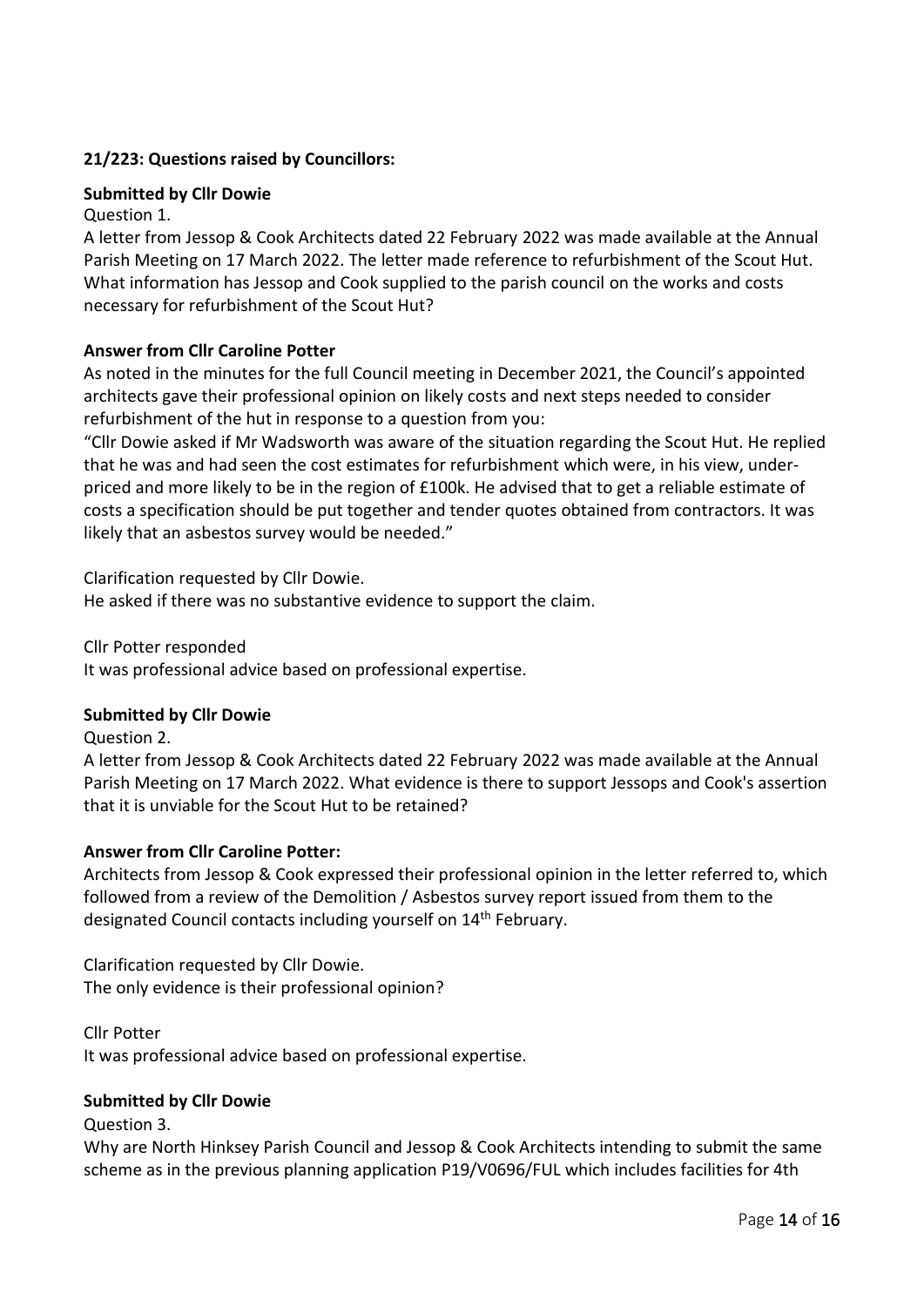**21/223: Questions raised by Councillors:**

**Submitted by Cllr Dowie**

Question 1.

A letter from Jessop & Cook Architects dated 22 February 2022 was made available at the Annual Parish Meeting on 17 March 2022. The letter made reference to refurbishment of the Scout Hut. What information has Jessop and Cook supplied to the parish council on the works and costs necessary for refurbishment of the Scout Hut?

**Answer from Cllr Caroline Potter**

As noted in the minutes for the full Council meeting in December 2021, the Council's appointed architects gave their professional opinion on likely costs and next steps needed to consider refurbishment of the hut in response to a question from you:

"Cllr Dowie asked if Mr Wadsworth was aware of the situation regarding the Scout Hut. He replied that he was and had seen the cost estimates for refurbishment which were, in his view, under-priced and more likely to be in the region of £100k. He advised that to get a reliable estimate of costs a specification should be put together and tender quotes obtained from contractors. It was likely that an asbestos survey would be needed."

Clarification requested by Cllr Dowie.

He asked if there was no substantive evidence to support the claim.

Cllr Potter responded

It was professional advice based on professional expertise.

**Submitted by Cllr Dowie**

Question 2.

A letter from Jessop & Cook Architects dated 22 February 2022 was made available at the Annual Parish Meeting on 17 March 2022. What evidence is there to support Jessops and Cook's assertion that it is unviable for the Scout Hut to be retained?

**Answer from Cllr Caroline Potter:**

Architects from Jessop & Cook expressed their professional opinion in the letter referred to, which followed from a review of the Demolition / Asbestos survey report issued from them to the designated Council contacts including yourself on 14th February.

Clarification requested by Cllr Dowie.

The only evidence is their professional opinion?

Cllr Potter

It was professional advice based on professional expertise.

**Submitted by Cllr Dowie**

Question 3.

Why are North Hinksey Parish Council and Jessop & Cook Architects intending to submit the same scheme as in the previous planning application P19/V0696/FUL which includes facilities for 4th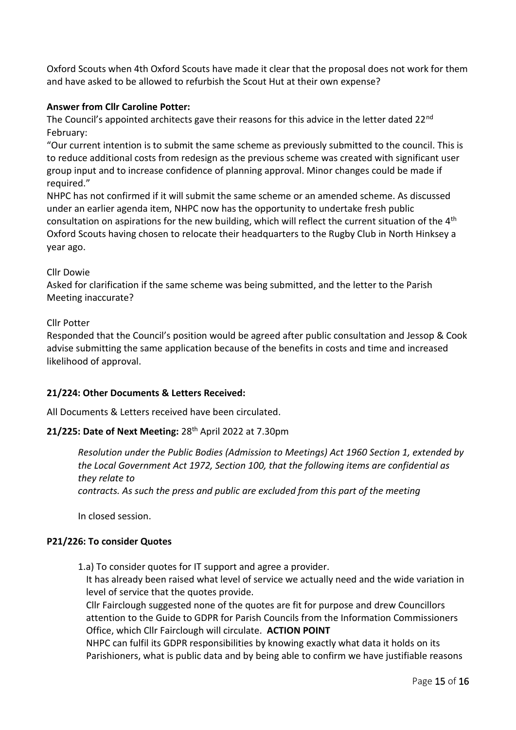Oxford Scouts when 4th Oxford Scouts have made it clear that the proposal does not work for them and have asked to be allowed to refurbish the Scout Hut at their own expense?

**Answer from Cllr Caroline Potter:**

The Council's appointed architects gave their reasons for this advice in the letter dated 22nd February:

"Our current intention is to submit the same scheme as previously submitted to the council. This is to reduce additional costs from redesign as the previous scheme was created with significant user group input and to increase confidence of planning approval. Minor changes could be made if required."

NHPC has not confirmed if it will submit the same scheme or an amended scheme. As discussed under an earlier agenda item, NHPC now has the opportunity to undertake fresh public consultation on aspirations for the new building, which will reflect the current situation of the 4th Oxford Scouts having chosen to relocate their headquarters to the Rugby Club in North Hinksey a year ago.

Cllr Dowie

Asked for clarification if the same scheme was being submitted, and the letter to the Parish Meeting inaccurate?

Cllr Potter

Responded that the Council's position would be agreed after public consultation and Jessop & Cook advise submitting the same application because of the benefits in costs and time and increased likelihood of approval.

**21/224: Other Documents & Letters Received:**

All Documents & Letters received have been circulated.

**21/225: Date of Next Meeting:** 28th April 2022 at 7.30pm

*Resolution under the Public Bodies (Admission to Meetings) Act 1960 Section 1, extended by the Local Government Act 1972, Section 100, that the following items are confidential as they relate to contracts. As such the press and public are excluded from this part of the meeting*

In closed session.

**P21/226: To consider Quotes**

1.a) To consider quotes for IT support and agree a provider.

It has already been raised what level of service we actually need and the wide variation in level of service that the quotes provide.

Cllr Fairclough suggested none of the quotes are fit for purpose and drew Councillors attention to the Guide to GDPR for Parish Councils from the Information Commissioners Office, which Cllr Fairclough will circulate. **ACTION POINT**

NHPC can fulfil its GDPR responsibilities by knowing exactly what data it holds on its Parishioners, what is public data and by being able to confirm we have justifiable reasons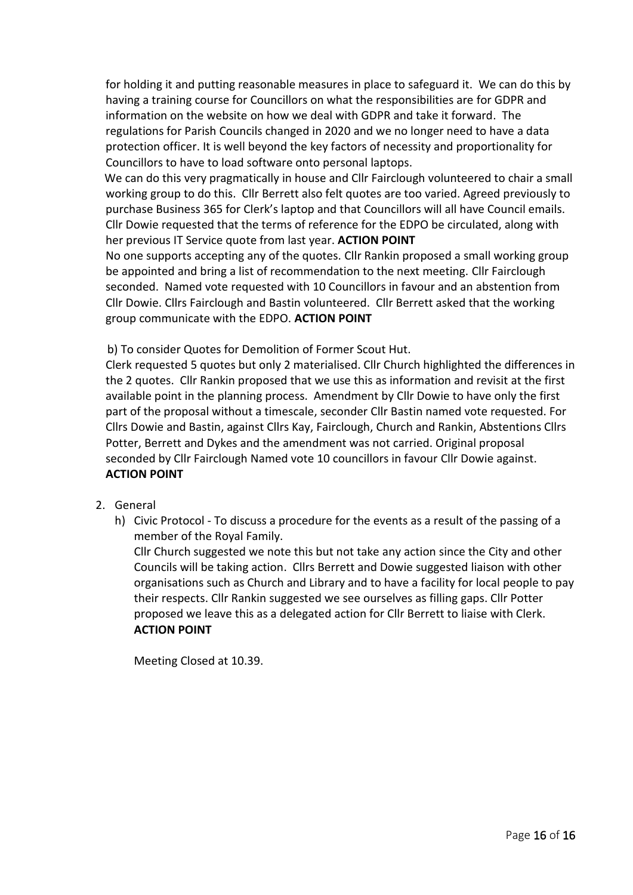for holding it and putting reasonable measures in place to safeguard it. We can do this by having a training course for Councillors on what the responsibilities are for GDPR and information on the website on how we deal with GDPR and take it forward. The regulations for Parish Councils changed in 2020 and we no longer need to have a data protection officer. It is well beyond the key factors of necessity and proportionality for Councillors to have to load software onto personal laptops.

We can do this very pragmatically in house and Cllr Fairclough volunteered to chair a small working group to do this. Cllr Berrett also felt quotes are too varied. Agreed previously to purchase Business 365 for Clerk's laptop and that Councillors will all have Council emails. Cllr Dowie requested that the terms of reference for the EDPO be circulated, along with her previous IT Service quote from last year. **ACTION POINT**

No one supports accepting any of the quotes. Cllr Rankin proposed a small working group be appointed and bring a list of recommendation to the next meeting. Cllr Fairclough seconded. Named vote requested with 10 Councillors in favour and an abstention from Cllr Dowie. Cllrs Fairclough and Bastin volunteered. Cllr Berrett asked that the working group communicate with the EDPO. **ACTION POINT**

b) To consider Quotes for Demolition of Former Scout Hut.

Clerk requested 5 quotes but only 2 materialised. Cllr Church highlighted the differences in the 2 quotes. Cllr Rankin proposed that we use this as information and revisit at the first available point in the planning process. Amendment by Cllr Dowie to have only the first part of the proposal without a timescale, seconder Cllr Bastin named vote requested. For Cllrs Dowie and Bastin, against Cllrs Kay, Fairclough, Church and Rankin, Abstentions Cllrs Potter, Berrett and Dykes and the amendment was not carried. Original proposal seconded by Cllr Fairclough Named vote 10 councillors in favour Cllr Dowie against. **ACTION POINT**

2. General

   h) Civic Protocol - To discuss a procedure for the events as a result of the passing of a member of the Royal Family.

   Cllr Church suggested we note this but not take any action since the City and other Councils will be taking action. Cllrs Berrett and Dowie suggested liaison with other organisations such as Church and Library and to have a facility for local people to pay their respects. Cllr Rankin suggested we see ourselves as filling gaps. Cllr Potter proposed we leave this as a delegated action for Cllr Berrett to liaise with Clerk. **ACTION POINT**

   Meeting Closed at 10.39.